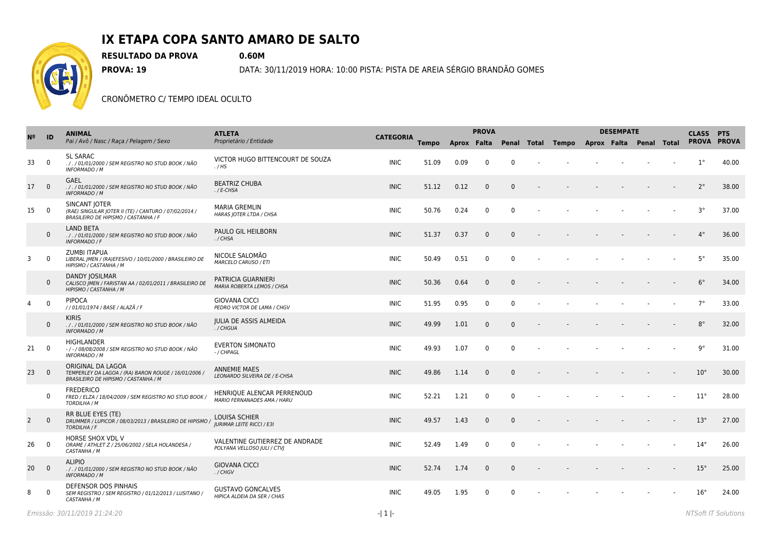# IX ETAPA COPA SANTO AMARO DE SALTO

**RESULTADO DA PROVA** **0.60M**

**PROVA: 19** DATA: 30/11/2019 HORA: 10:00 PISTA: PISTA DE AREIA SÉRGIO BRANDÃO GOMES

CRONÔMETRO C/ TEMPO IDEAL OCULTO

| Nº | ID | ANIMAL<br>*Pai / Avô / Nasc / Raça / Pelagem / Sexo* | ATLETA<br>*Proprietário / Entidade* | CATEGORIA | PROVA | | | | | DESEMPATE | | | | | CLASS | PTS |
|---|---|---|---|---|---|---|---|---|---|---|---|---|---|---|---|---|
| | | | | | Tempo | Aprox | Falta | Penal | Total | Tempo | Aprox | Falta | Penal | Total | PROVA | PROVA |
| 33 | 0 | SL SARAC<br>*. / . / 01/01/2000 / SEM REGISTRO NO STUD BOOK / NÃO INFORMADO / M* | VICTOR HUGO BITTENCOURT DE SOUZA<br>*. / HS* | INIC | 51.09 | 0.09 | 0 | 0 | - | - | - | - | - | - | 1° | 40.00 |
| 17 | 0 | GAEL<br>*. / . / 01/01/2000 / SEM REGISTRO NO STUD BOOK / NÃO INFORMADO / M* | BEATRIZ CHUBA<br>*. / E-CHSA* | INIC | 51.12 | 0.12 | 0 | 0 | - | - | - | - | - | - | 2° | 38.00 |
| 15 | 0 | SINCANT JOTER<br>*(RAE) SINGULAR JOTER II (TE) / CANTURO / 07/02/2014 / BRASILEIRO DE HIPISMO / CASTANHA / F* | MARIA GREMLIN<br>*HARAS JOTER LTDA / CHSA* | INIC | 50.76 | 0.24 | 0 | 0 | - | - | - | - | - | - | 3° | 37.00 |
| | 0 | LAND BETA<br>*. / . / 01/01/2000 / SEM REGISTRO NO STUD BOOK / NÃO INFORMADO / F* | PAULO GIL HEILBORN<br>*. / CHSA* | INIC | 51.37 | 0.37 | 0 | 0 | - | - | - | - | - | - | 4° | 36.00 |
| 3 | 0 | ZUMBI ITAPUA<br>*LIBERAL JMEN / (RA)EFESIVO / 10/01/2000 / BRASILEIRO DE HIPISMO / CASTANHA / M* | NICOLE SALOMÃO<br>*MARCELO CARUSO / ETI* | INIC | 50.49 | 0.51 | 0 | 0 | - | - | - | - | - | - | 5° | 35.00 |
| | 0 | DANDY JOSILMAR<br>*CALISCO JMEN / FARISTAN AA / 02/01/2011 / BRASILEIRO DE HIPISMO / CASTANHA / M* | PATRICIA GUARNIERI<br>*MARIA ROBERTA LEMOS / CHSA* | INIC | 50.36 | 0.64 | 0 | 0 | - | - | - | - | - | - | 6° | 34.00 |
| 4 | 0 | PIPOCA<br>*/ / 01/01/1974 / BASE / ALAZÃ / F* | GIOVANA CICCI<br>*PEDRO VICTOR DE LAMA / CHGV* | INIC | 51.95 | 0.95 | 0 | 0 | - | - | - | - | - | - | 7° | 33.00 |
| | 0 | KIRIS<br>*. / . / 01/01/2000 / SEM REGISTRO NO STUD BOOK / NÃO INFORMADO / M* | JULIA DE ASSIS ALMEIDA<br>*. / CHGUA* | INIC | 49.99 | 1.01 | 0 | 0 | - | - | - | - | - | - | 8° | 32.00 |
| 21 | 0 | HIGHLANDER<br>*- / - / 08/08/2008 / SEM REGISTRO NO STUD BOOK / NÃO INFORMADO / M* | EVERTON SIMONATO<br>*- / CHPAGL* | INIC | 49.93 | 1.07 | 0 | 0 | - | - | - | - | - | - | 9° | 31.00 |
| 23 | 0 | ORIGINAL DA LAGOA<br>*TEMPERLEY DA LAGOA / (RA) BARON ROUGE / 16/01/2006 / BRASILEIRO DE HIPISMO / CASTANHA / M* | ANNEMIE MAES<br>*LEONARDO SILVEIRA DE / E-CHSA* | INIC | 49.86 | 1.14 | 0 | 0 | - | - | - | - | - | - | 10° | 30.00 |
| | 0 | FREDERICO<br>*FRED / ELZA / 18/04/2009 / SEM REGISTRO NO STUD BOOK / TORDILHA / M* | HENRIQUE ALENCAR PERRENOUD<br>*MARIO FERNANADES AMA / HARU* | INIC | 52.21 | 1.21 | 0 | 0 | - | - | - | - | - | - | 11° | 28.00 |
| 2 | 0 | RR BLUE EYES (TE)<br>*DRUMMER / LUPICOR / 08/03/2013 / BRASILEIRO DE HIPISMO / TORDILHA / F* | LOUISA SCHIER<br>*JURIMAR LEITE RICCI / E3I* | INIC | 49.57 | 1.43 | 0 | 0 | - | - | - | - | - | - | 13° | 27.00 |
| 26 | 0 | HORSE SHOX VDL V<br>*ORAME / ATHLET Z / 25/06/2002 / SELA HOLANDESA / CASTANHA / M* | VALENTINE GUTIERREZ DE ANDRADE<br>*POLYANA VELLOSO JULI / CTVJ* | INIC | 52.49 | 1.49 | 0 | 0 | - | - | - | - | - | - | 14° | 26.00 |
| 20 | 0 | ALIPIO<br>*. / . / 01/01/2000 / SEM REGISTRO NO STUD BOOK / NÃO INFORMADO / M* | GIOVANA CICCI<br>*. / CHGV* | INIC | 52.74 | 1.74 | 0 | 0 | - | - | - | - | - | - | 15° | 25.00 |
| 8 | 0 | DEFENSOR DOS PINHAIS<br>*SEM REGISTRO / SEM REGISTRO / 01/12/2013 / LUSITANO / CASTANHA / M* | GUSTAVO GONCALVES<br>*HIPICA ALDEIA DA SER / CHAS* | INIC | 49.05 | 1.95 | 0 | 0 | - | - | - | - | - | - | 16° | 24.00 |

*Emissão: 30/11/2019 21:24:20*

*NTSoft IT Solutions*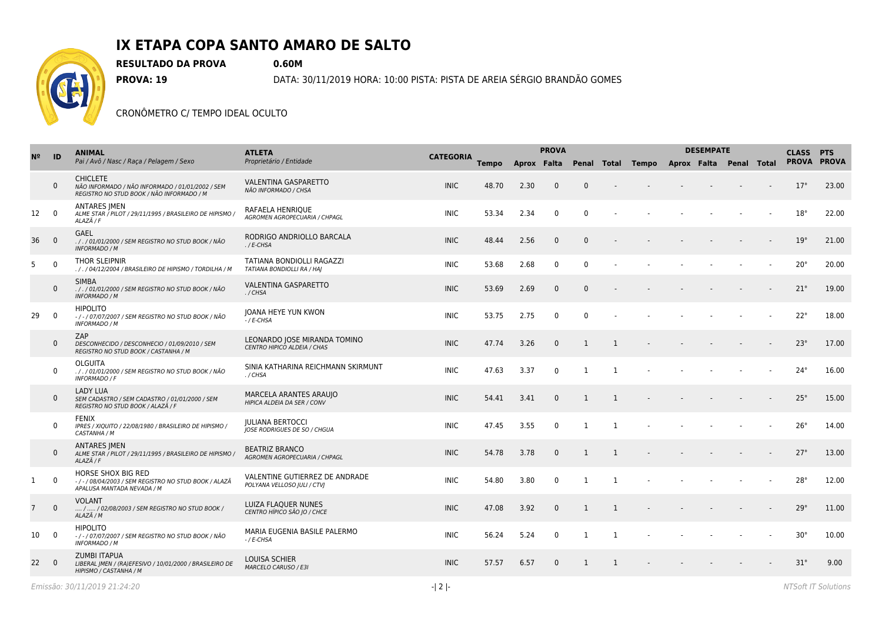# IX ETAPA COPA SANTO AMARO DE SALTO

**RESULTADO DA PROVA** **0.60M**

**PROVA: 19** DATA: 30/11/2019 HORA: 10:00 PISTA: PISTA DE AREIA SÉRGIO BRANDÃO GOMES

CRONÔMETRO C/ TEMPO IDEAL OCULTO

| Nº | ID | ANIMAL<br>*Pai / Avô / Nasc / Raça / Pelagem / Sexo* | ATLETA<br>*Proprietário / Entidade* | CATEGORIA | PROVA | | | | | DESEMPATE | | | | | | CLASS PROVA | PTS PROVA |
|---|---|---|---|---|---|---|---|---|---|---|---|---|---|---|---|---|---|
| | | | | | Tempo | Aprox | Falta | Penal | Total | Tempo | Aprox | Falta | Penal | Total | | | |
| | 0 | CHICLETE<br>*NÃO INFORMADO / NÃO INFORMADO / 01/01/2002 / SEM REGISTRO NO STUD BOOK / NÃO INFORMADO / M* | VALENTINA GASPARETTO<br>*NÃO INFORMADO / CHSA* | INIC | 48.70 | 2.30 | 0 | 0 | - | - | - | - | - | - | | 17° | 23.00 |
| 12 | 0 | ANTARES JMEN<br>*ALME STAR / PILOT / 29/11/1995 / BRASILEIRO DE HIPISMO / ALAZÃ / F* | RAFAELA HENRIQUE<br>*AGROMEN AGROPECUARIA / CHPAGL* | INIC | 53.34 | 2.34 | 0 | 0 | - | - | - | - | - | - | | 18° | 22.00 |
| 36 | 0 | GAEL<br>*. / . / 01/01/2000 / SEM REGISTRO NO STUD BOOK / NÃO INFORMADO / M* | RODRIGO ANDRIOLLO BARCALA<br>*. / E-CHSA* | INIC | 48.44 | 2.56 | 0 | 0 | - | - | - | - | - | - | | 19° | 21.00 |
| 5 | 0 | THOR SLEIPNIR<br>*. / . / 04/12/2004 / BRASILEIRO DE HIPISMO / TORDILHA / M* | TATIANA BONDIOLLI RAGAZZI<br>*TATIANA BONDIOLLI RA / HAJ* | INIC | 53.68 | 2.68 | 0 | 0 | - | - | - | - | - | - | | 20° | 20.00 |
| | 0 | SIMBA<br>*. / . / 01/01/2000 / SEM REGISTRO NO STUD BOOK / NÃO INFORMADO / M* | VALENTINA GASPARETTO<br>*. / CHSA* | INIC | 53.69 | 2.69 | 0 | 0 | - | - | - | - | - | - | | 21° | 19.00 |
| 29 | 0 | HIPOLITO<br>*- / - / 07/07/2007 / SEM REGISTRO NO STUD BOOK / NÃO INFORMADO / M* | JOANA HEYE YUN KWON<br>*- / E-CHSA* | INIC | 53.75 | 2.75 | 0 | 0 | - | - | - | - | - | - | | 22° | 18.00 |
| | 0 | ZAP<br>*DESCONHECIDO / DESCONHECIO / 01/09/2010 / SEM REGISTRO NO STUD BOOK / CASTANHA / M* | LEONARDO JOSE MIRANDA TOMINO<br>*CENTRO HIPICO ALDEIA / CHAS* | INIC | 47.74 | 3.26 | 0 | 1 | 1 | - | - | - | - | - | | 23° | 17.00 |
| | 0 | OLGUITA<br>*. / . / 01/01/2000 / SEM REGISTRO NO STUD BOOK / NÃO INFORMADO / F* | SINIA KATHARINA REICHMANN SKIRMUNT<br>*. / CHSA* | INIC | 47.63 | 3.37 | 0 | 1 | 1 | - | - | - | - | - | | 24° | 16.00 |
| | 0 | LADY LUA<br>*SEM CADASTRO / SEM CADASTRO / 01/01/2000 / SEM REGISTRO NO STUD BOOK / ALAZÃ / F* | MARCELA ARANTES ARAUJO<br>*HIPICA ALDEIA DA SER / CONV* | INIC | 54.41 | 3.41 | 0 | 1 | 1 | - | - | - | - | - | | 25° | 15.00 |
| | 0 | FENIX<br>*IPRES / XIQUITO / 22/08/1980 / BRASILEIRO DE HIPISMO / CASTANHA / M* | JULIANA BERTOCCI<br>*JOSE RODRIGUES DE SO / CHGUA* | INIC | 47.45 | 3.55 | 0 | 1 | 1 | - | - | - | - | - | | 26° | 14.00 |
| | 0 | ANTARES JMEN<br>*ALME STAR / PILOT / 29/11/1995 / BRASILEIRO DE HIPISMO / ALAZÃ / F* | BEATRIZ BRANCO<br>*AGROMEN AGROPECUARIA / CHPAGL* | INIC | 54.78 | 3.78 | 0 | 1 | 1 | - | - | - | - | - | | 27° | 13.00 |
| 1 | 0 | HORSE SHOX BIG RED<br>*- / - / 08/04/2003 / SEM REGISTRO NO STUD BOOK / ALAZÃ APALUSA MANTADA NEVADA / M* | VALENTINE GUTIERREZ DE ANDRADE<br>*POLYANA VELLOSO JULI / CTVJ* | INIC | 54.80 | 3.80 | 0 | 1 | 1 | - | - | - | - | - | | 28° | 12.00 |
| 7 | 0 | VOLANT<br>*.... / ..... / 02/08/2003 / SEM REGISTRO NO STUD BOOK / ALAZÃ / M* | LUIZA FLAQUER NUNES<br>*CENTRO HÍPICO SÃO JO / CHCE* | INIC | 47.08 | 3.92 | 0 | 1 | 1 | - | - | - | - | - | | 29° | 11.00 |
| 10 | 0 | HIPOLITO<br>*- / - / 07/07/2007 / SEM REGISTRO NO STUD BOOK / NÃO INFORMADO / M* | MARIA EUGENIA BASILE PALERMO<br>*- / E-CHSA* | INIC | 56.24 | 5.24 | 0 | 1 | 1 | - | - | - | - | - | | 30° | 10.00 |
| 22 | 0 | ZUMBI ITAPUA<br>*LIBERAL JMEN / (RA)EFESIVO / 10/01/2000 / BRASILEIRO DE HIPISMO / CASTANHA / M* | LOUISA SCHIER<br>*MARCELO CARUSO / E3I* | INIC | 57.57 | 6.57 | 0 | 1 | 1 | - | - | - | - | - | | 31° | 9.00 |

*Emissão: 30/11/2019 21:24:20* *NTSoft IT Solutions*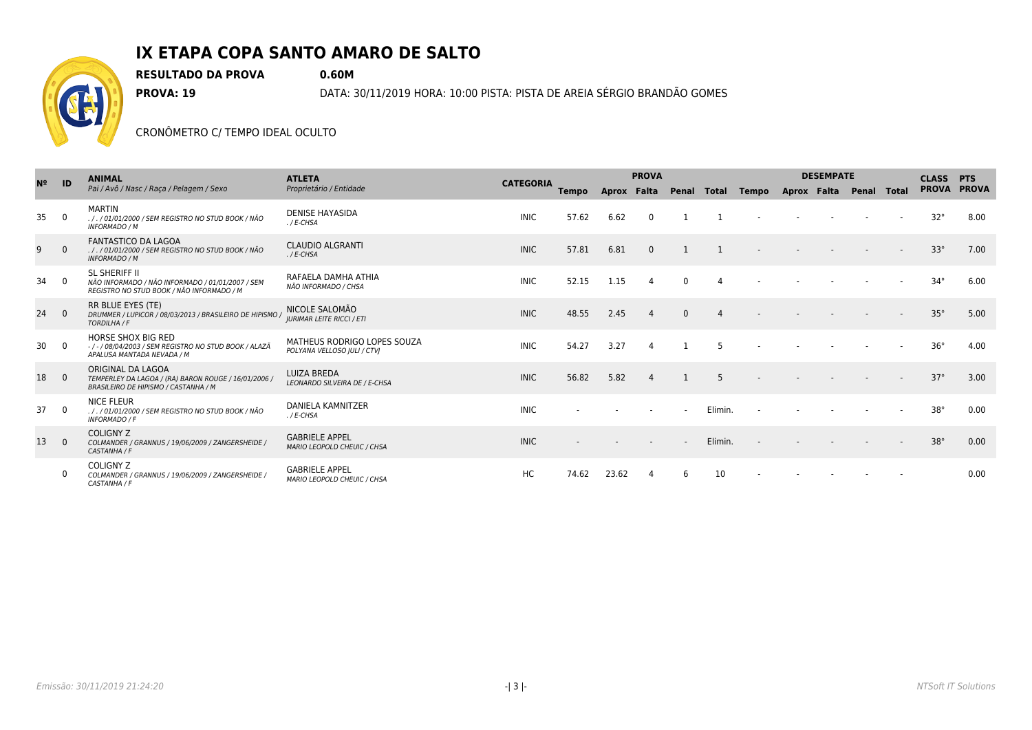# IX ETAPA COPA SANTO AMARO DE SALTO

**RESULTADO DA PROVA** **0.60M**

**PROVA: 19** DATA: 30/11/2019 HORA: 10:00 PISTA: PISTA DE AREIA SÉRGIO BRANDÃO GOMES

CRONÔMETRO C/ TEMPO IDEAL OCULTO

| Nº | ID | ANIMAL<br>Pai / Avô / Nasc / Raça / Pelagem / Sexo | ATLETA<br>Proprietário / Entidade | CATEGORIA | PROVA | | | | | DESEMPATE | | | | | CLASS PROVA | PTS PROVA |
|---|---|---|---|---|---|---|---|---|---|---|---|---|---|---|---|---|
| | | | | | Tempo | Aprox | Falta | Penal | Total | Tempo | Aprox | Falta | Penal | Total | | |
| 35 | 0 | MARTIN<br>*. / . / 01/01/2000 / SEM REGISTRO NO STUD BOOK / NÃO INFORMADO / M* | DENISE HAYASIDA<br>*. / E-CHSA* | INIC | 57.62 | 6.62 | 0 | 1 | 1 | - | - | - | - | - | 32° | 8.00 |
| 9 | 0 | FANTASTICO DA LAGOA<br>*. / . / 01/01/2000 / SEM REGISTRO NO STUD BOOK / NÃO INFORMADO / M* | CLAUDIO ALGRANTI<br>*. / E-CHSA* | INIC | 57.81 | 6.81 | 0 | 1 | 1 | - | - | - | - | - | 33° | 7.00 |
| 34 | 0 | SL SHERIFF II<br>*NÃO INFORMADO / NÃO INFORMADO / 01/01/2007 / SEM REGISTRO NO STUD BOOK / NÃO INFORMADO / M* | RAFAELA DAMHA ATHIA<br>*NÃO INFORMADO / CHSA* | INIC | 52.15 | 1.15 | 4 | 0 | 4 | - | - | - | - | - | 34° | 6.00 |
| 24 | 0 | RR BLUE EYES (TE)<br>*DRUMMER / LUPICOR / 08/03/2013 / BRASILEIRO DE HIPISMO / TORDILHA / F* | NICOLE SALOMÃO<br>*JURIMAR LEITE RICCI / ETI* | INIC | 48.55 | 2.45 | 4 | 0 | 4 | - | - | - | - | - | 35° | 5.00 |
| 30 | 0 | HORSE SHOX BIG RED<br>*- / - / 08/04/2003 / SEM REGISTRO NO STUD BOOK / ALAZÃ APALUSA MANTADA NEVADA / M* | MATHEUS RODRIGO LOPES SOUZA<br>*POLYANA VELLOSO JULI / CTVJ* | INIC | 54.27 | 3.27 | 4 | 1 | 5 | - | - | - | - | - | 36° | 4.00 |
| 18 | 0 | ORIGINAL DA LAGOA<br>*TEMPERLEY DA LAGOA / (RA) BARON ROUGE / 16/01/2006 / BRASILEIRO DE HIPISMO / CASTANHA / M* | LUIZA BREDA<br>*LEONARDO SILVEIRA DE / E-CHSA* | INIC | 56.82 | 5.82 | 4 | 1 | 5 | - | - | - | - | - | 37° | 3.00 |
| 37 | 0 | NICE FLEUR<br>*. / . / 01/01/2000 / SEM REGISTRO NO STUD BOOK / NÃO INFORMADO / F* | DANIELA KAMNITZER<br>*. / E-CHSA* | INIC | - | - | - | - | Elimin. | - | - | - | - | - | 38° | 0.00 |
| 13 | 0 | COLIGNY Z<br>*COLMANDER / GRANNUS / 19/06/2009 / ZANGERSHEIDE / CASTANHA / F* | GABRIELE APPEL<br>*MARIO LEOPOLD CHEUIC / CHSA* | INIC | - | - | - | - | Elimin. | - | - | - | - | - | 38° | 0.00 |
| | 0 | COLIGNY Z<br>*COLMANDER / GRANNUS / 19/06/2009 / ZANGERSHEIDE / CASTANHA / F* | GABRIELE APPEL<br>*MARIO LEOPOLD CHEUIC / CHSA* | HC | 74.62 | 23.62 | 4 | 6 | 10 | - | - | - | - | - | | 0.00 |

*Emissão: 30/11/2019 21:24:20*

*NTSoft IT Solutions*